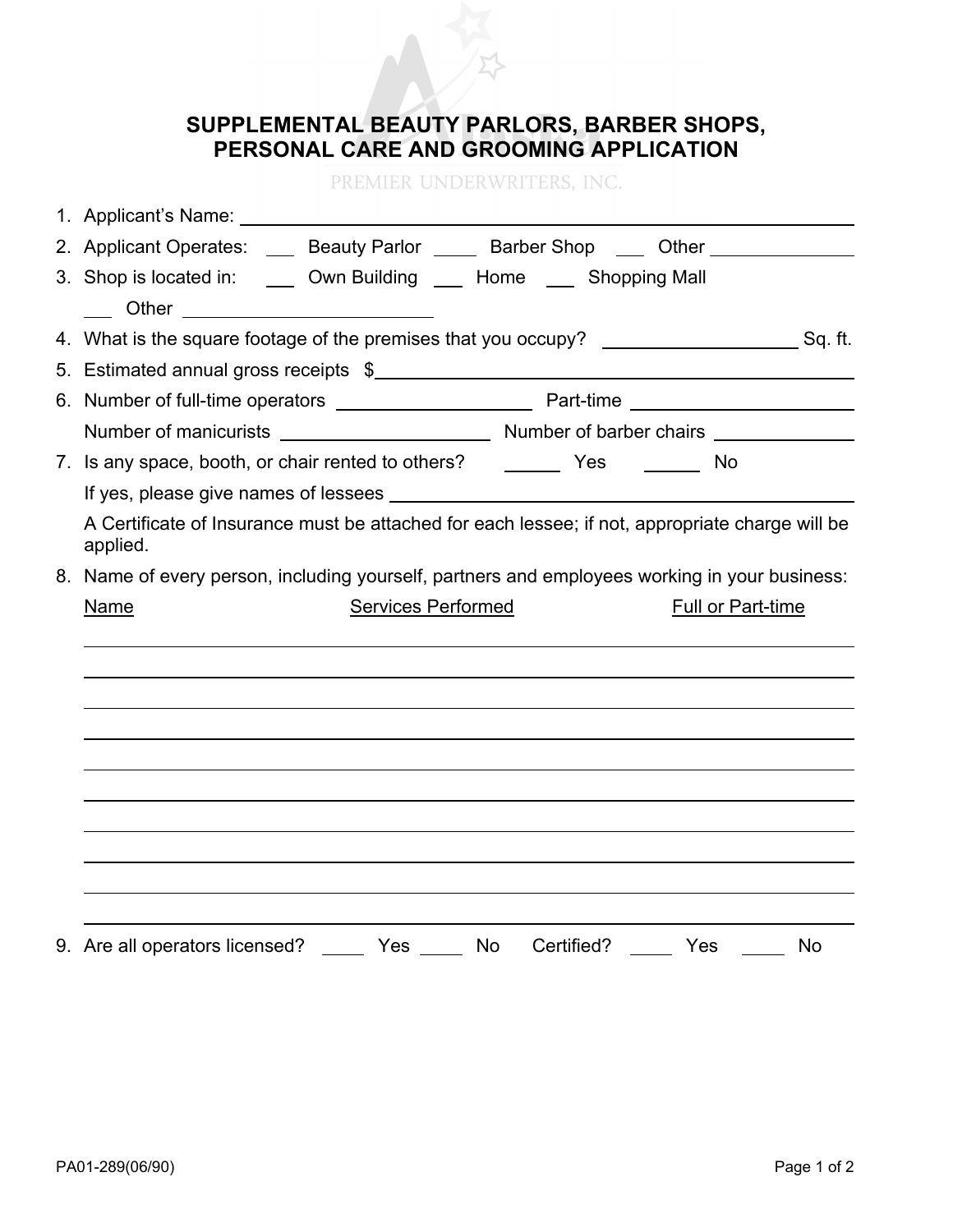# SUPPLEMENTAL BEAUTY PARLORS, BARBER SHOPS, PERSONAL CARE AND GROOMING APPLICATION

PREMIER UNDERWRITERS, INC.

1. Applicant's Name: ______________________________
2. Applicant Operates: ___ Beauty Parlor ____ Barber Shop ___ Other ____________
3. Shop is located in: ___ Own Building ___ Home ___ Shopping Mall
   ___ Other ____________________
4. What is the square footage of the premises that you occupy? ______________ Sq. ft.
5. Estimated annual gross receipts $______________________________
6. Number of full-time operators ______________ Part-time ______________
   Number of manicurists ______________ Number of barber chairs ______________
7. Is any space, booth, or chair rented to others? _____ Yes _____ No
   If yes, please give names of lessees ______________________________
   A Certificate of Insurance must be attached for each lessee; if not, appropriate charge will be applied.
8. Name of every person, including yourself, partners and employees working in your business:

| Name | Services Performed | Full or Part-time |
| --- | --- | --- |
| | | |
| | | |
| | | |
| | | |
| | | |
| | | |
| | | |
| | | |
| | | |
| | | |

9. Are all operators licensed? ____ Yes ____ No Certified? ____ Yes ____ No

PA01-289(06/90)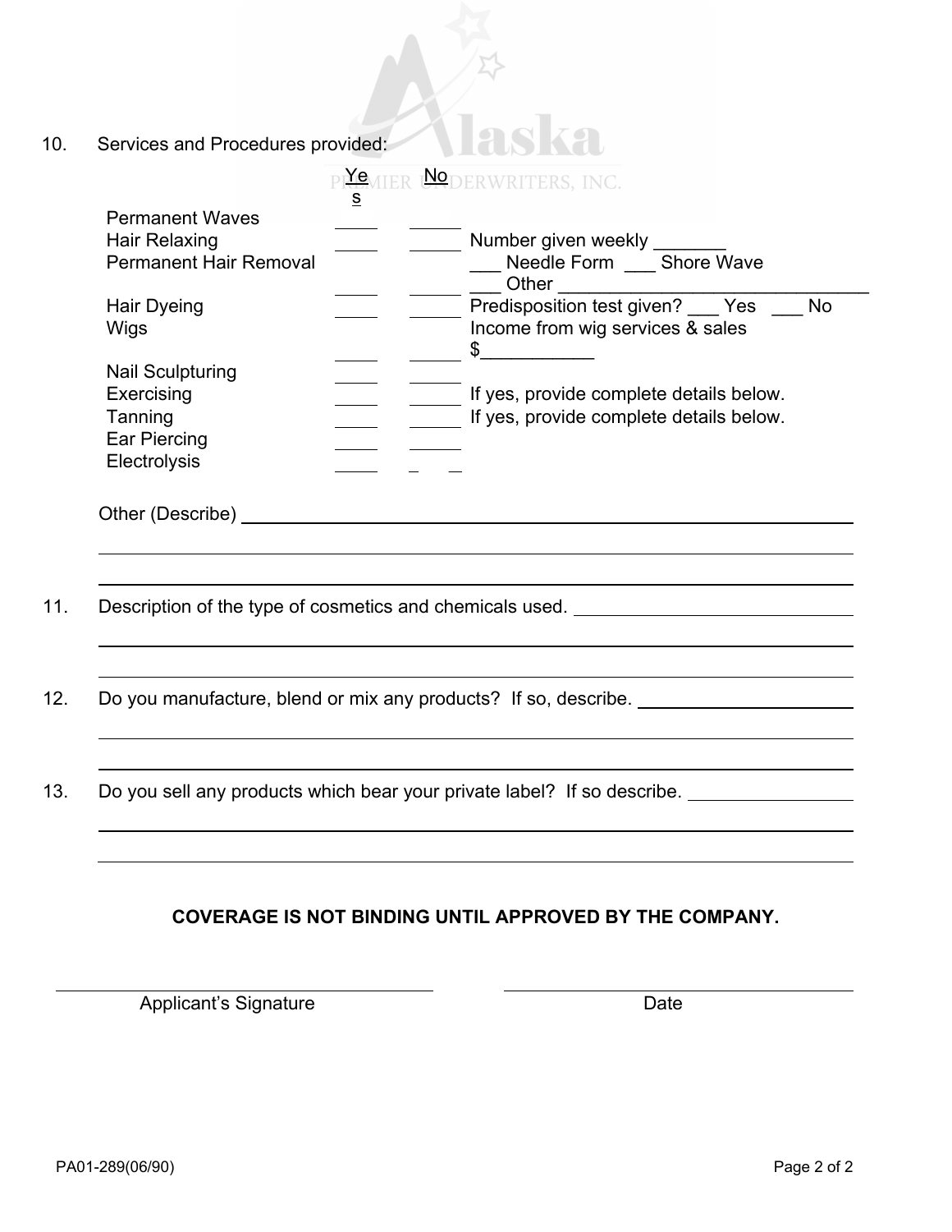10. Services and Procedures provided:

| | Yes | No | |
|---|---|---|---|
| Permanent Waves | \_\_\_\_\_ | \_\_\_\_\_ | |
| Hair Relaxing | \_\_\_\_\_ | \_\_\_\_\_ | Number given weekly \_\_\_\_\_\_\_ |
| Permanent Hair Removal | \_\_\_\_\_ | \_\_\_\_\_ | \_\_\_ Needle Form \_\_\_ Shore Wave<br>\_\_\_ Other \_\_\_\_\_\_\_\_\_\_\_\_\_\_\_\_\_\_\_\_\_\_\_\_\_\_\_\_\_\_ |
| Hair Dyeing | \_\_\_\_\_ | \_\_\_\_\_ | Predisposition test given? \_\_\_ Yes \_\_\_ No |
| Wigs | \_\_\_\_\_ | \_\_\_\_\_ | Income from wig services & sales<br>$\_\_\_\_\_\_\_\_\_\_\_ |
| Nail Sculpturing | \_\_\_\_\_ | \_\_\_\_\_ | |
| Exercising | \_\_\_\_\_ | \_\_\_\_\_ | If yes, provide complete details below. |
| Tanning | \_\_\_\_\_ | \_\_\_\_\_ | If yes, provide complete details below. |
| Ear Piercing | \_\_\_\_\_ | \_\_\_\_\_ | |
| Electrolysis | \_\_\_\_\_ | \_\_\_\_\_ | |

Other (Describe) \_\_\_\_\_\_\_\_\_\_\_\_\_\_\_\_\_\_\_\_\_\_\_\_\_\_\_\_\_\_\_\_\_\_\_\_\_\_\_\_\_\_\_\_\_\_\_\_\_\_\_\_\_\_\_\_\_\_\_\_

\_\_\_\_\_\_\_\_\_\_\_\_\_\_\_\_\_\_\_\_\_\_\_\_\_\_\_\_\_\_\_\_\_\_\_\_\_\_\_\_\_\_\_\_\_\_\_\_\_\_\_\_\_\_\_\_\_\_\_\_\_\_\_\_\_\_\_\_\_\_\_\_\_\_\_\_\_\_

\_\_\_\_\_\_\_\_\_\_\_\_\_\_\_\_\_\_\_\_\_\_\_\_\_\_\_\_\_\_\_\_\_\_\_\_\_\_\_\_\_\_\_\_\_\_\_\_\_\_\_\_\_\_\_\_\_\_\_\_\_\_\_\_\_\_\_\_\_\_\_\_\_\_\_\_\_\_

11. Description of the type of cosmetics and chemicals used. \_\_\_\_\_\_\_\_\_\_\_\_\_\_\_\_\_\_\_\_\_\_\_\_\_\_\_\_\_\_

\_\_\_\_\_\_\_\_\_\_\_\_\_\_\_\_\_\_\_\_\_\_\_\_\_\_\_\_\_\_\_\_\_\_\_\_\_\_\_\_\_\_\_\_\_\_\_\_\_\_\_\_\_\_\_\_\_\_\_\_\_\_\_\_\_\_\_\_\_\_\_\_\_\_\_\_\_\_

\_\_\_\_\_\_\_\_\_\_\_\_\_\_\_\_\_\_\_\_\_\_\_\_\_\_\_\_\_\_\_\_\_\_\_\_\_\_\_\_\_\_\_\_\_\_\_\_\_\_\_\_\_\_\_\_\_\_\_\_\_\_\_\_\_\_\_\_\_\_\_\_\_\_\_\_\_\_

12. Do you manufacture, blend or mix any products? If so, describe. \_\_\_\_\_\_\_\_\_\_\_\_\_\_\_\_\_\_\_\_\_\_\_\_

\_\_\_\_\_\_\_\_\_\_\_\_\_\_\_\_\_\_\_\_\_\_\_\_\_\_\_\_\_\_\_\_\_\_\_\_\_\_\_\_\_\_\_\_\_\_\_\_\_\_\_\_\_\_\_\_\_\_\_\_\_\_\_\_\_\_\_\_\_\_\_\_\_\_\_\_\_\_

\_\_\_\_\_\_\_\_\_\_\_\_\_\_\_\_\_\_\_\_\_\_\_\_\_\_\_\_\_\_\_\_\_\_\_\_\_\_\_\_\_\_\_\_\_\_\_\_\_\_\_\_\_\_\_\_\_\_\_\_\_\_\_\_\_\_\_\_\_\_\_\_\_\_\_\_\_\_

13. Do you sell any products which bear your private label? If so describe. \_\_\_\_\_\_\_\_\_\_\_\_\_\_\_\_\_\_

\_\_\_\_\_\_\_\_\_\_\_\_\_\_\_\_\_\_\_\_\_\_\_\_\_\_\_\_\_\_\_\_\_\_\_\_\_\_\_\_\_\_\_\_\_\_\_\_\_\_\_\_\_\_\_\_\_\_\_\_\_\_\_\_\_\_\_\_\_\_\_\_\_\_\_\_\_\_

\_\_\_\_\_\_\_\_\_\_\_\_\_\_\_\_\_\_\_\_\_\_\_\_\_\_\_\_\_\_\_\_\_\_\_\_\_\_\_\_\_\_\_\_\_\_\_\_\_\_\_\_\_\_\_\_\_\_\_\_\_\_\_\_\_\_\_\_\_\_\_\_\_\_\_\_\_\_

**COVERAGE IS NOT BINDING UNTIL APPROVED BY THE COMPANY.**

\_\_\_\_\_\_\_\_\_\_\_\_\_\_\_\_\_\_\_\_\_\_\_\_\_\_\_\_\_\_\_\_\_\_ \_\_\_\_\_\_\_\_\_\_\_\_\_\_\_\_\_\_\_\_\_\_\_\_\_\_\_\_\_\_\_\_\_\_
Applicant's Signature Date

PA01-289(06/90)